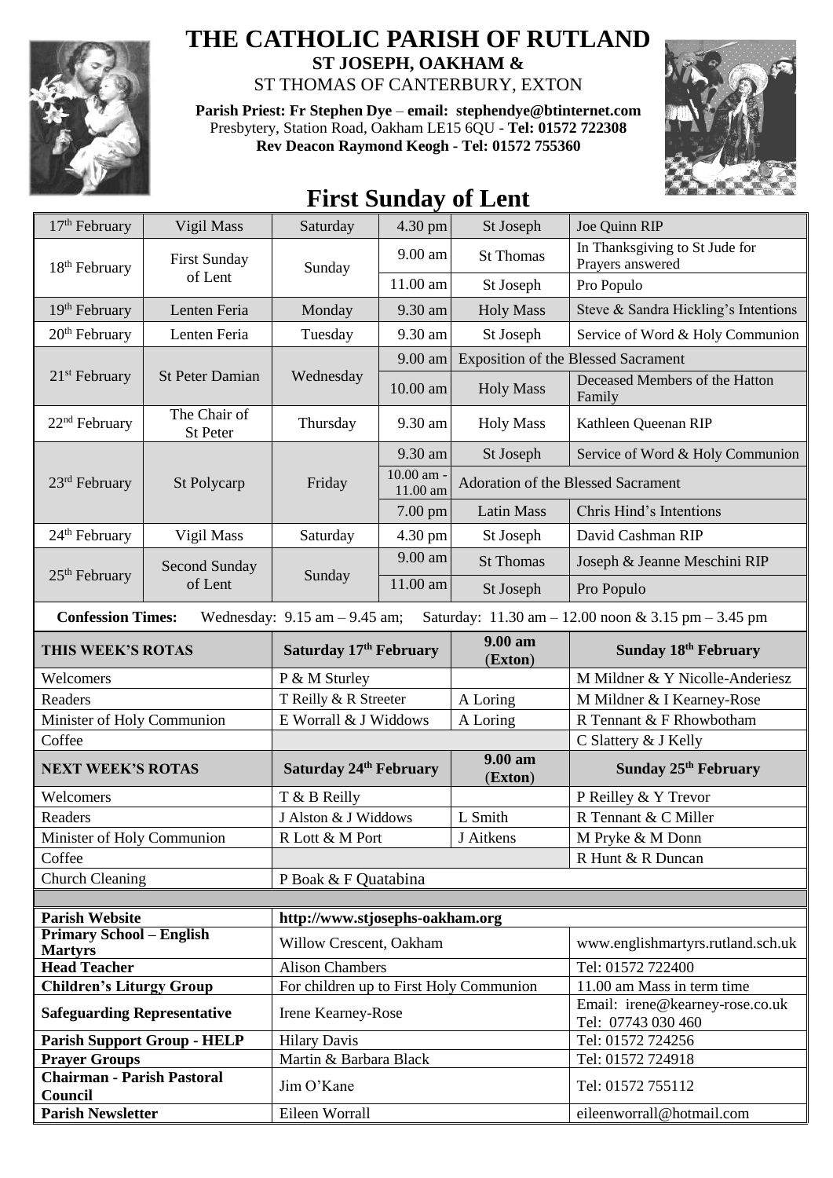# THE CATHOLIC PARISH OF RUTLAND

**ST JOSEPH, OAKHAM &**

ST THOMAS OF CANTERBURY, EXTON

**Parish Priest: Fr Stephen Dye** – **email: stephendye@btinternet.com**
Presbytery, Station Road, Oakham LE15 6QU - **Tel: 01572 722308**
**Rev Deacon Raymond Keogh - Tel: 01572 755360**

## First Sunday of Lent

| Date | Day | Weekday | Time | Place | Intention |
|---|---|---|---|---|---|
| 17th February | Vigil Mass | Saturday | 4.30 pm | St Joseph | Joe Quinn RIP |
| 18th February | First Sunday of Lent | Sunday | 9.00 am | St Thomas | In Thanksgiving to St Jude for Prayers answered |
| | | | 11.00 am | St Joseph | Pro Populo |
| 19th February | Lenten Feria | Monday | 9.30 am | Holy Mass | Steve & Sandra Hickling's Intentions |
| 20th February | Lenten Feria | Tuesday | 9.30 am | St Joseph | Service of Word & Holy Communion |
| 21st February | St Peter Damian | Wednesday | 9.00 am | Exposition of the Blessed Sacrament | |
| | | | 10.00 am | Holy Mass | Deceased Members of the Hatton Family |
| 22nd February | The Chair of St Peter | Thursday | 9.30 am | Holy Mass | Kathleen Queenan RIP |
| 23rd February | St Polycarp | Friday | 9.30 am | St Joseph | Service of Word & Holy Communion |
| | | | 10.00 am - 11.00 am | Adoration of the Blessed Sacrament | |
| | | | 7.00 pm | Latin Mass | Chris Hind's Intentions |
| 24th February | Vigil Mass | Saturday | 4.30 pm | St Joseph | David Cashman RIP |
| 25th February | Second Sunday of Lent | Sunday | 9.00 am | St Thomas | Joseph & Jeanne Meschini RIP |
| | | | 11.00 am | St Joseph | Pro Populo |

**Confession Times:** Wednesday: 9.15 am – 9.45 am; Saturday: 11.30 am – 12.00 noon & 3.15 pm – 3.45 pm

| THIS WEEK'S ROTAS | Saturday 17th February | 9.00 am (Exton) | Sunday 18th February |
|---|---|---|---|
| Welcomers | P & M Sturley | | M Mildner & Y Nicolle-Anderiesz |
| Readers | T Reilly & R Streeter | A Loring | M Mildner & I Kearney-Rose |
| Minister of Holy Communion | E Worrall & J Widdows | A Loring | R Tennant & F Rhowbotham |
| Coffee | | | C Slattery & J Kelly |

| NEXT WEEK'S ROTAS | Saturday 24th February | 9.00 am (Exton) | Sunday 25th February |
|---|---|---|---|
| Welcomers | T & B Reilly | | P Reilley & Y Trevor |
| Readers | J Alston & J Widdows | L Smith | R Tennant & C Miller |
| Minister of Holy Communion | R Lott & M Port | J Aitkens | M Pryke & M Donn |
| Coffee | | | R Hunt & R Duncan |
| Church Cleaning | P Boak & F Quatabina | | |

| | | |
|---|---|---|
| **Parish Website** | **http://www.stjosephs-oakham.org** | |
| **Primary School – English Martyrs** | Willow Crescent, Oakham | www.englishmartyrs.rutland.sch.uk |
| **Head Teacher** | Alison Chambers | Tel: 01572 722400 |
| **Children's Liturgy Group** | For children up to First Holy Communion | 11.00 am Mass in term time |
| **Safeguarding Representative** | Irene Kearney-Rose | Email: irene@kearney-rose.co.uk Tel: 07743 030 460 |
| **Parish Support Group - HELP** | Hilary Davis | Tel: 01572 724256 |
| **Prayer Groups** | Martin & Barbara Black | Tel: 01572 724918 |
| **Chairman - Parish Pastoral Council** | Jim O'Kane | Tel: 01572 755112 |
| **Parish Newsletter** | Eileen Worrall | eileenworrall@hotmail.com |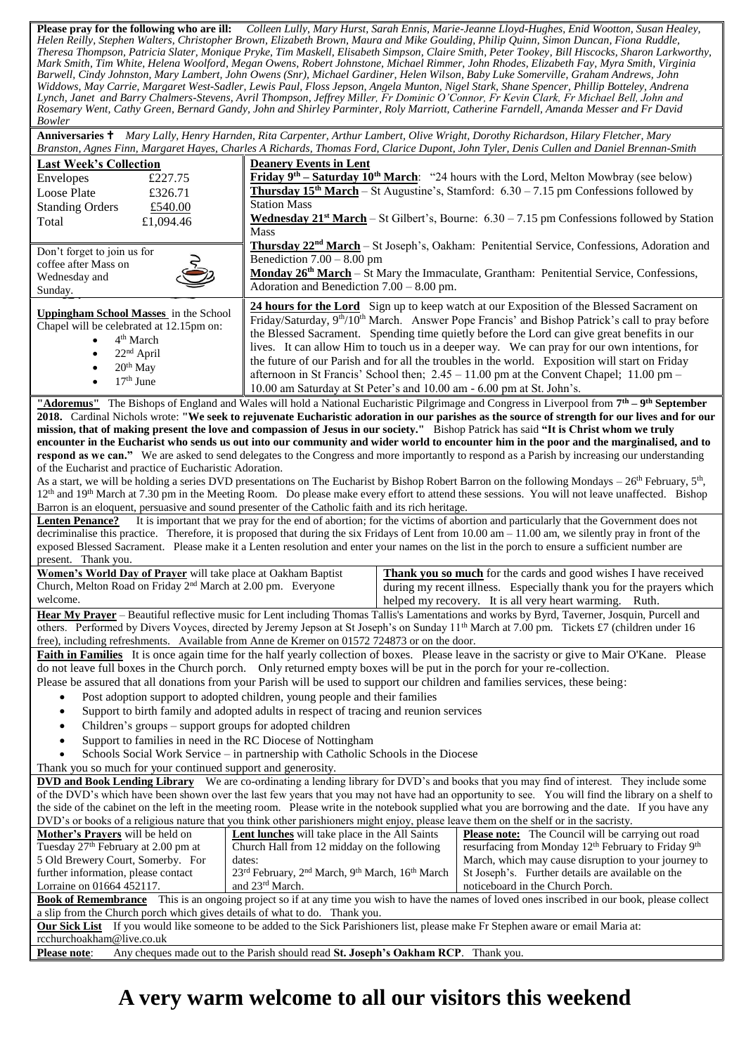**Please pray for the following who are ill:** *Colleen Lully, Mary Hurst, Sarah Ennis, Marie-Jeanne Lloyd-Hughes, Enid Wootton, Susan Healey, Helen Reilly, Stephen Walters, Christopher Brown, Elizabeth Brown, Maura and Mike Goulding, Philip Quinn, Simon Duncan, Fiona Ruddle, Theresa Thompson, Patricia Slater, Monique Pryke, Tim Maskell, Elisabeth Simpson, Claire Smith, Peter Tookey, Bill Hiscocks, Sharon Larkworthy, Mark Smith, Tim White, Helena Woolford, Megan Owens, Robert Johnstone, Michael Rimmer, John Rhodes, Elizabeth Fay, Myra Smith, Virginia Barwell, Cindy Johnston, Mary Lambert, John Owens (Snr), Michael Gardiner, Helen Wilson, Baby Luke Somerville, Graham Andrews, John Widdows, May Carrie, Margaret West-Sadler, Lewis Paul, Floss Jepson, Angela Munton, Nigel Stark, Shane Spencer, Phillip Botteley, Andrena Lynch, Janet and Barry Chalmers-Stevens, Avril Thompson, Jeffrey Miller, Fr Dominic O'Connor, Fr Kevin Clark, Fr Michael Bell, John and Rosemary Went, Cathy Green, Bernard Gandy, John and Shirley Parminter, Roly Marriott, Catherine Farndell, Amanda Messer and Fr David Bowler*

**Anniversaries ✝** *Mary Lally, Henry Harnden, Rita Carpenter, Arthur Lambert, Olive Wright, Dorothy Richardson, Hilary Fletcher, Mary Branston, Agnes Finn, Margaret Hayes, Charles A Richards, Thomas Ford, Clarice Dupont, John Tyler, Denis Cullen and Daniel Brennan-Smith*

**Last Week's Collection**

| | |
|---|---|
| Envelopes | £227.75 |
| Loose Plate | £326.71 |
| Standing Orders | £540.00 |
| Total | £1,094.46 |

Don't forget to join us for coffee after Mass on Wednesday and Sunday.

**Deanery Events in Lent**

**Friday 9th – Saturday 10th March**: "24 hours with the Lord, Melton Mowbray (see below)

**Thursday 15th March** – St Augustine's, Stamford: 6.30 – 7.15 pm Confessions followed by Station Mass

**Wednesday 21st March** – St Gilbert's, Bourne: 6.30 – 7.15 pm Confessions followed by Station Mass

**Thursday 22nd March** – St Joseph's, Oakham: Penitential Service, Confessions, Adoration and Benediction 7.00 – 8.00 pm

**Monday 26th March** – St Mary the Immaculate, Grantham: Penitential Service, Confessions, Adoration and Benediction 7.00 – 8.00 pm.

**Uppingham School Masses** in the School Chapel will be celebrated at 12.15pm on:

- 4th March
- 22nd April
- 20th May
- 17th June

**24 hours for the Lord** Sign up to keep watch at our Exposition of the Blessed Sacrament on Friday/Saturday, 9th/10th March. Answer Pope Francis' and Bishop Patrick's call to pray before the Blessed Sacrament. Spending time quietly before the Lord can give great benefits in our lives. It can allow Him to touch us in a deeper way. We can pray for our own intentions, for the future of our Parish and for all the troubles in the world. Exposition will start on Friday afternoon in St Francis' School then; 2.45 – 11.00 pm at the Convent Chapel; 11.00 pm – 10.00 am Saturday at St Peter's and 10.00 am - 6.00 pm at St. John's.

**"Adoremus"** The Bishops of England and Wales will hold a National Eucharistic Pilgrimage and Congress in Liverpool from **7th – 9th September 2018.** Cardinal Nichols wrote: **"We seek to rejuvenate Eucharistic adoration in our parishes as the source of strength for our lives and for our mission, that of making present the love and compassion of Jesus in our society."** Bishop Patrick has said **"It is Christ whom we truly encounter in the Eucharist who sends us out into our community and wider world to encounter him in the poor and the marginalised, and to respond as we can."** We are asked to send delegates to the Congress and more importantly to respond as a Parish by increasing our understanding of the Eucharist and practice of Eucharistic Adoration.

As a start, we will be holding a series DVD presentations on The Eucharist by Bishop Robert Barron on the following Mondays – 26th February, 5th, 12th and 19th March at 7.30 pm in the Meeting Room. Do please make every effort to attend these sessions. You will not leave unaffected. Bishop Barron is an eloquent, persuasive and sound presenter of the Catholic faith and its rich heritage.

**Lenten Penance?** It is important that we pray for the end of abortion; for the victims of abortion and particularly that the Government does not decriminalise this practice. Therefore, it is proposed that during the six Fridays of Lent from 10.00 am – 11.00 am, we silently pray in front of the exposed Blessed Sacrament. Please make it a Lenten resolution and enter your names on the list in the porch to ensure a sufficient number are present. Thank you.

**Women's World Day of Prayer** will take place at Oakham Baptist Church, Melton Road on Friday 2nd March at 2.00 pm. Everyone welcome.

**Thank you so much** for the cards and good wishes I have received during my recent illness. Especially thank you for the prayers which helped my recovery. It is all very heart warming. Ruth.

**Hear My Prayer** – Beautiful reflective music for Lent including Thomas Tallis's Lamentations and works by Byrd, Taverner, Josquin, Purcell and others. Performed by Divers Voyces, directed by Jeremy Jepson at St Joseph's on Sunday 11th March at 7.00 pm. Tickets £7 (children under 16 free), including refreshments. Available from Anne de Kremer on 01572 724873 or on the door.

**Faith in Families** It is once again time for the half yearly collection of boxes. Please leave in the sacristy or give to Mair O'Kane. Please do not leave full boxes in the Church porch. Only returned empty boxes will be put in the porch for your re-collection.

Please be assured that all donations from your Parish will be used to support our children and families services, these being:

- Post adoption support to adopted children, young people and their families
- Support to birth family and adopted adults in respect of tracing and reunion services
- Children's groups – support groups for adopted children
- Support to families in need in the RC Diocese of Nottingham
- Schools Social Work Service – in partnership with Catholic Schools in the Diocese

Thank you so much for your continued support and generosity.

**DVD and Book Lending Library** We are co-ordinating a lending library for DVD's and books that you may find of interest. They include some of the DVD's which have been shown over the last few years that you may not have had an opportunity to see. You will find the library on a shelf to the side of the cabinet on the left in the meeting room. Please write in the notebook supplied what you are borrowing and the date. If you have any DVD's or books of a religious nature that you think other parishioners might enjoy, please leave them on the shelf or in the sacristy.

**Mother's Prayers** will be held on Tuesday 27th February at 2.00 pm at 5 Old Brewery Court, Somerby. For further information, please contact Lorraine on 01664 452117.

**Lent lunches** will take place in the All Saints Church Hall from 12 midday on the following dates: 23rd February, 2nd March, 9th March, 16th March and 23rd March.

**Please note:** The Council will be carrying out road resurfacing from Monday 12th February to Friday 9th March, which may cause disruption to your journey to St Joseph's. Further details are available on the noticeboard in the Church Porch.

**Book of Remembrance** This is an ongoing project so if at any time you wish to have the names of loved ones inscribed in our book, please collect a slip from the Church porch which gives details of what to do. Thank you.

**Our Sick List** If you would like someone to be added to the Sick Parishioners list, please make Fr Stephen aware or email Maria at: rcchurchoakham@live.co.uk

**Please note**: Any cheques made out to the Parish should read **St. Joseph's Oakham RCP**. Thank you.

# A very warm welcome to all our visitors this weekend